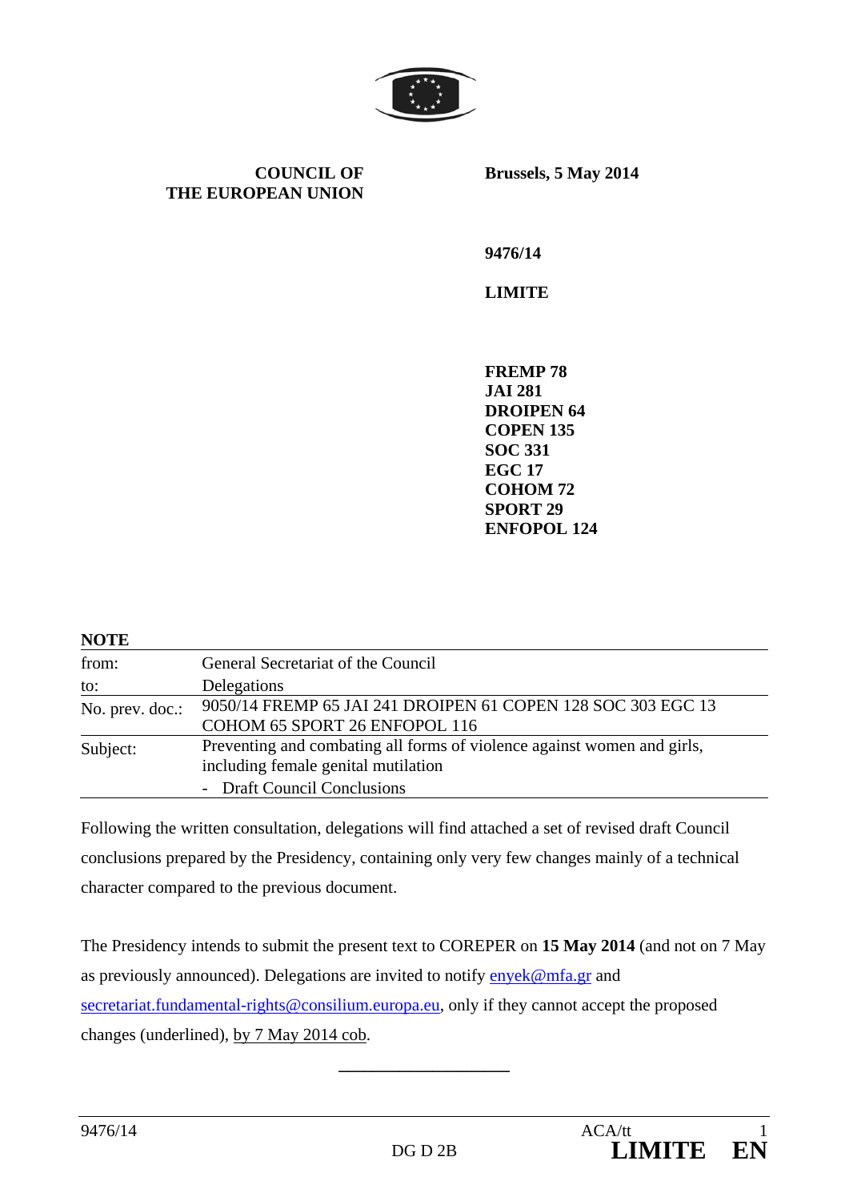**COUNCIL OF THE EUROPEAN UNION**

**Brussels, 5 May 2014**

**9476/14**

**LIMITE**

**FREMP 78**
**JAI 281**
**DROIPEN 64**
**COPEN 135**
**SOC 331**
**EGC 17**
**COHOM 72**
**SPORT 29**
**ENFOPOL 124**

**NOTE**

| | |
|---|---|
| from: | General Secretariat of the Council |
| to: | Delegations |
| No. prev. doc.: | 9050/14 FREMP 65 JAI 241 DROIPEN 61 COPEN 128 SOC 303 EGC 13 COHOM 65 SPORT 26 ENFOPOL 116 |
| Subject: | Preventing and combating all forms of violence against women and girls, including female genital mutilation<br>- Draft Council Conclusions |

Following the written consultation, delegations will find attached a set of revised draft Council conclusions prepared by the Presidency, containing only very few changes mainly of a technical character compared to the previous document.

The Presidency intends to submit the present text to COREPER on **15 May 2014** (and not on 7 May as previously announced). Delegations are invited to notify enyek@mfa.gr and secretariat.fundamental-rights@consilium.europa.eu, only if they cannot accept the proposed changes (underlined), by 7 May 2014 cob.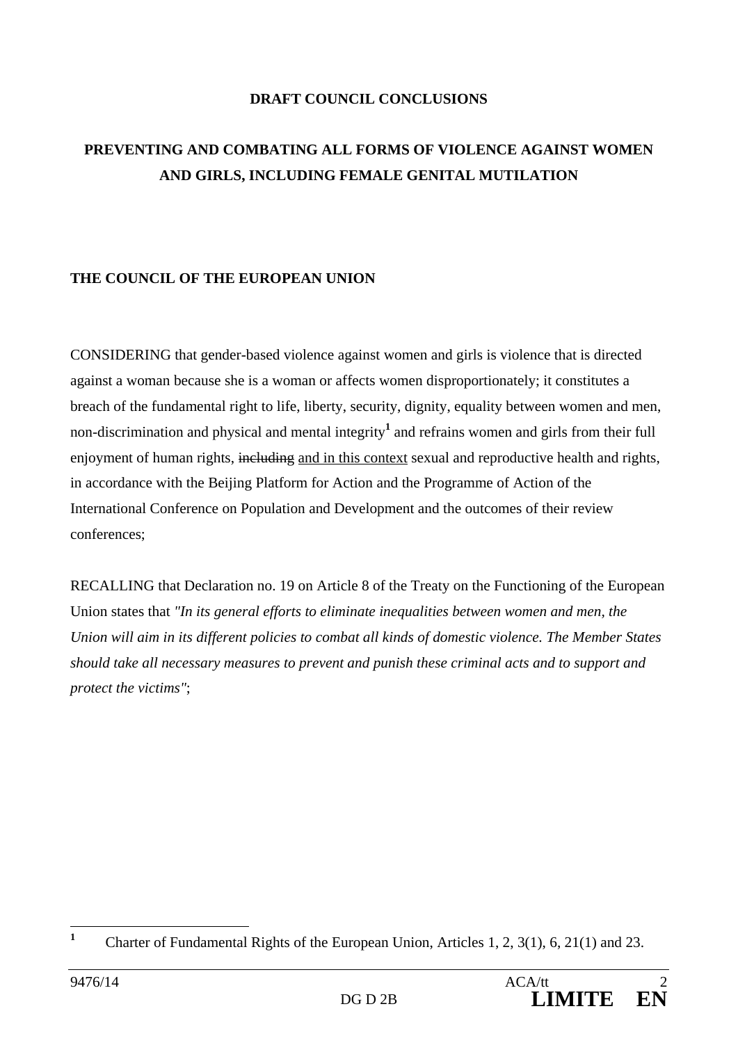**DRAFT COUNCIL CONCLUSIONS**

**PREVENTING AND COMBATING ALL FORMS OF VIOLENCE AGAINST WOMEN AND GIRLS, INCLUDING FEMALE GENITAL MUTILATION**

**THE COUNCIL OF THE EUROPEAN UNION**

CONSIDERING that gender-based violence against women and girls is violence that is directed against a woman because she is a woman or affects women disproportionately; it constitutes a breach of the fundamental right to life, liberty, security, dignity, equality between women and men, non-discrimination and physical and mental integrity[1] and refrains women and girls from their full enjoyment of human rights, ~~including~~ <u>and in this context</u> sexual and reproductive health and rights, in accordance with the Beijing Platform for Action and the Programme of Action of the International Conference on Population and Development and the outcomes of their review conferences;

RECALLING that Declaration no. 19 on Article 8 of the Treaty on the Functioning of the European Union states that *"In its general efforts to eliminate inequalities between women and men, the Union will aim in its different policies to combat all kinds of domestic violence. The Member States should take all necessary measures to prevent and punish these criminal acts and to support and protect the victims"*;

[1] Charter of Fundamental Rights of the European Union, Articles 1, 2, 3(1), 6, 21(1) and 23.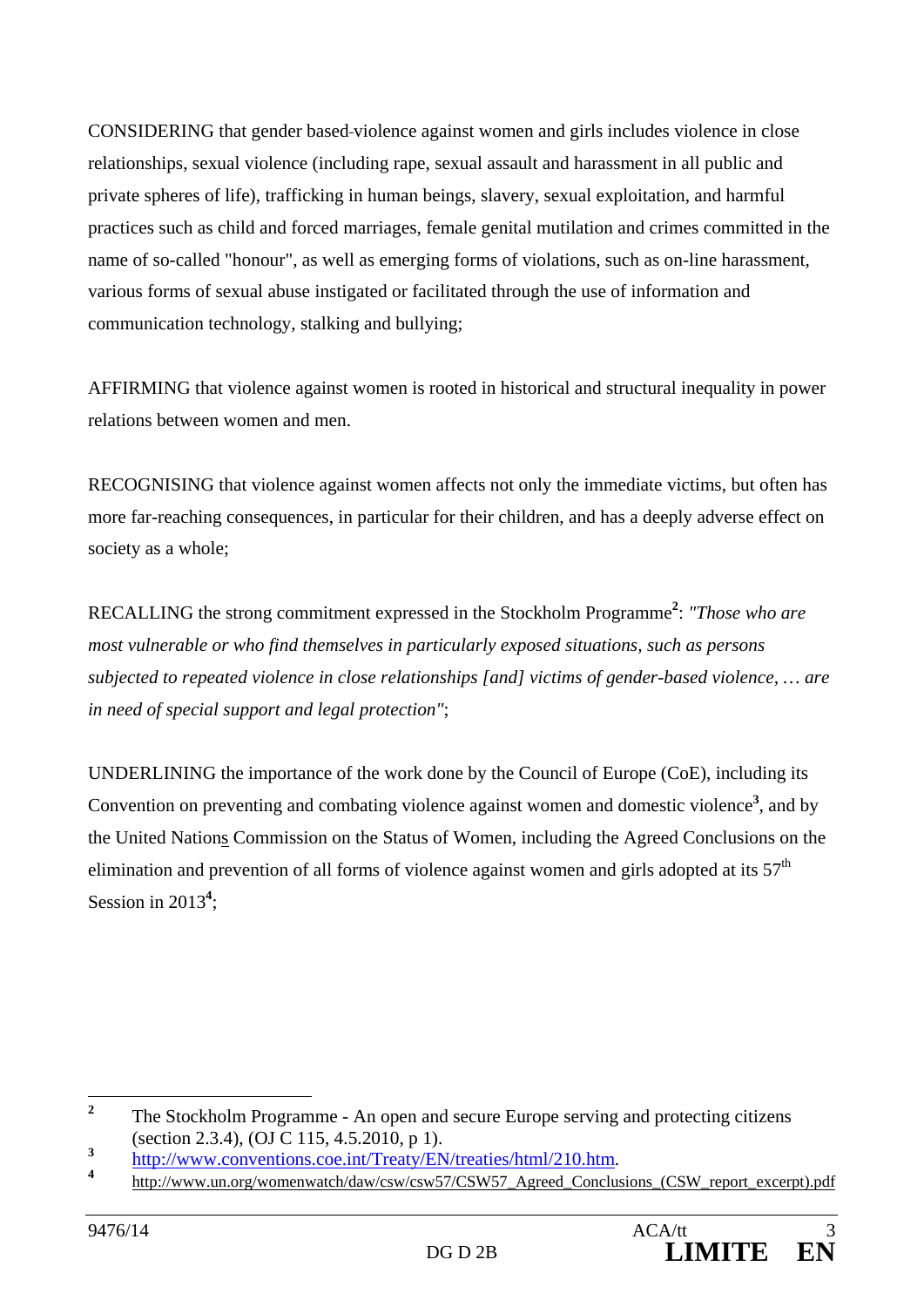CONSIDERING that gender based-violence against women and girls includes violence in close relationships, sexual violence (including rape, sexual assault and harassment in all public and private spheres of life), trafficking in human beings, slavery, sexual exploitation, and harmful practices such as child and forced marriages, female genital mutilation and crimes committed in the name of so-called "honour", as well as emerging forms of violations, such as on-line harassment, various forms of sexual abuse instigated or facilitated through the use of information and communication technology, stalking and bullying;

AFFIRMING that violence against women is rooted in historical and structural inequality in power relations between women and men.

RECOGNISING that violence against women affects not only the immediate victims, but often has more far-reaching consequences, in particular for their children, and has a deeply adverse effect on society as a whole;

RECALLING the strong commitment expressed in the Stockholm Programme[2]: *"Those who are most vulnerable or who find themselves in particularly exposed situations, such as persons subjected to repeated violence in close relationships [and] victims of gender-based violence, … are in need of special support and legal protection"*;

UNDERLINING the importance of the work done by the Council of Europe (CoE), including its Convention on preventing and combating violence against women and domestic violence[3], and by the United Nations Commission on the Status of Women, including the Agreed Conclusions on the elimination and prevention of all forms of violence against women and girls adopted at its 57th Session in 2013[4];

---

[2] The Stockholm Programme - An open and secure Europe serving and protecting citizens (section 2.3.4), (OJ C 115, 4.5.2010, p 1).

[3] http://www.conventions.coe.int/Treaty/EN/treaties/html/210.htm.

[4] http://www.un.org/womenwatch/daw/csw/csw57/CSW57_Agreed_Conclusions_(CSW_report_excerpt).pdf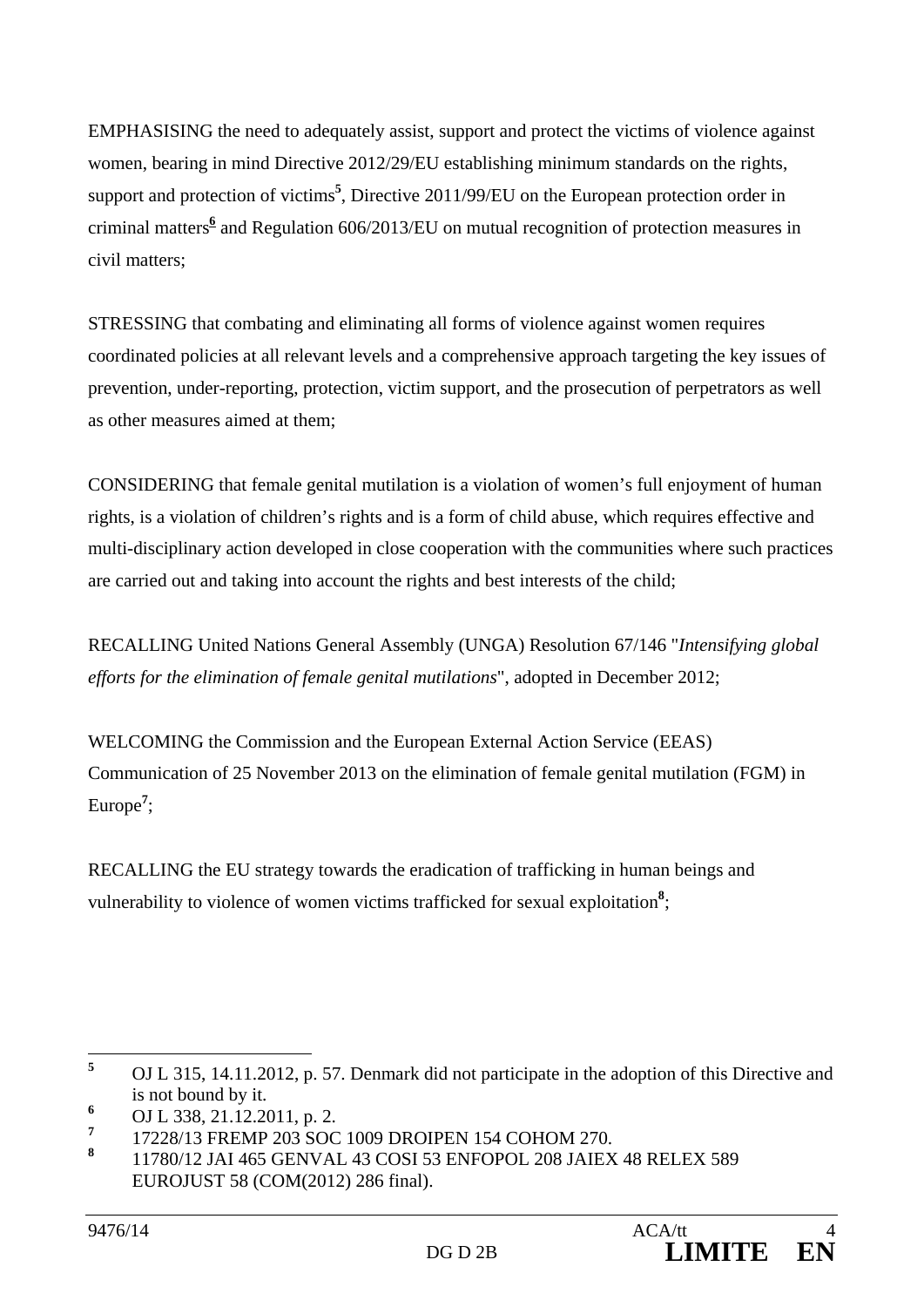EMPHASISING the need to adequately assist, support and protect the victims of violence against women, bearing in mind Directive 2012/29/EU establishing minimum standards on the rights, support and protection of victims[5], Directive 2011/99/EU on the European protection order in criminal matters[6] and Regulation 606/2013/EU on mutual recognition of protection measures in civil matters;

STRESSING that combating and eliminating all forms of violence against women requires coordinated policies at all relevant levels and a comprehensive approach targeting the key issues of prevention, under-reporting, protection, victim support, and the prosecution of perpetrators as well as other measures aimed at them;

CONSIDERING that female genital mutilation is a violation of women's full enjoyment of human rights, is a violation of children's rights and is a form of child abuse, which requires effective and multi-disciplinary action developed in close cooperation with the communities where such practices are carried out and taking into account the rights and best interests of the child;

RECALLING United Nations General Assembly (UNGA) Resolution 67/146 "*Intensifying global efforts for the elimination of female genital mutilations*", adopted in December 2012;

WELCOMING the Commission and the European External Action Service (EEAS) Communication of 25 November 2013 on the elimination of female genital mutilation (FGM) in Europe[7];

RECALLING the EU strategy towards the eradication of trafficking in human beings and vulnerability to violence of women victims trafficked for sexual exploitation[8];

---

[5] OJ L 315, 14.11.2012, p. 57. Denmark did not participate in the adoption of this Directive and is not bound by it.

[6] OJ L 338, 21.12.2011, p. 2.

[7] 17228/13 FREMP 203 SOC 1009 DROIPEN 154 COHOM 270.

[8] 11780/12 JAI 465 GENVAL 43 COSI 53 ENFOPOL 208 JAIEX 48 RELEX 589 EUROJUST 58 (COM(2012) 286 final).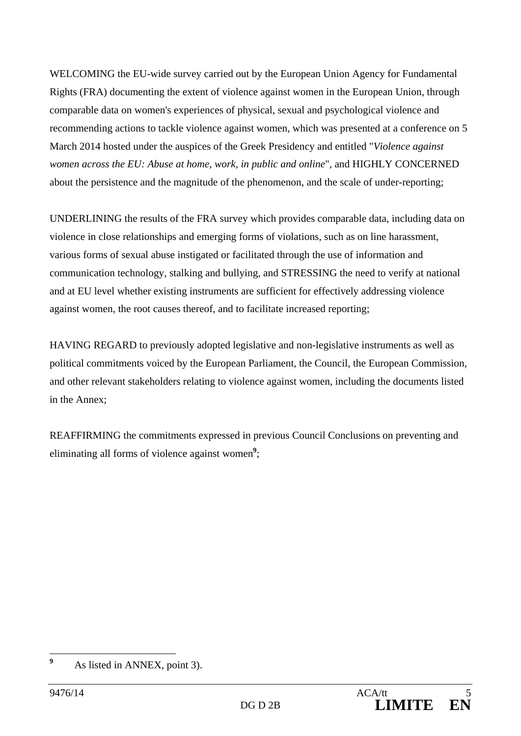WELCOMING the EU-wide survey carried out by the European Union Agency for Fundamental Rights (FRA) documenting the extent of violence against women in the European Union, through comparable data on women's experiences of physical, sexual and psychological violence and recommending actions to tackle violence against women, which was presented at a conference on 5 March 2014 hosted under the auspices of the Greek Presidency and entitled "*Violence against women across the EU: Abuse at home, work, in public and online*", and HIGHLY CONCERNED about the persistence and the magnitude of the phenomenon, and the scale of under-reporting;

UNDERLINING the results of the FRA survey which provides comparable data, including data on violence in close relationships and emerging forms of violations, such as on line harassment, various forms of sexual abuse instigated or facilitated through the use of information and communication technology, stalking and bullying, and STRESSING the need to verify at national and at EU level whether existing instruments are sufficient for effectively addressing violence against women, the root causes thereof, and to facilitate increased reporting;

HAVING REGARD to previously adopted legislative and non-legislative instruments as well as political commitments voiced by the European Parliament, the Council, the European Commission, and other relevant stakeholders relating to violence against women, including the documents listed in the Annex;

REAFFIRMING the commitments expressed in previous Council Conclusions on preventing and eliminating all forms of violence against women[9];

---

[9] As listed in ANNEX, point 3).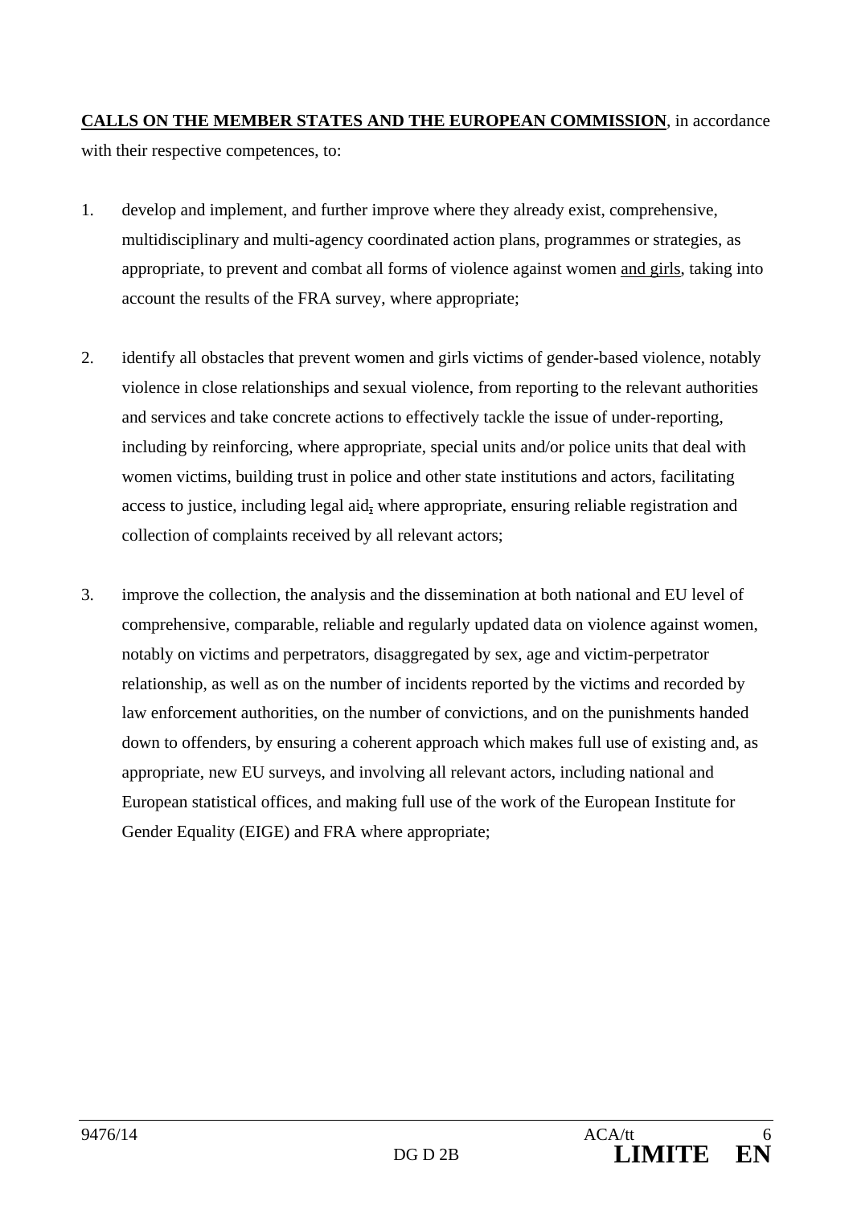**<u>CALLS ON THE MEMBER STATES AND THE EUROPEAN COMMISSION</u>**, in accordance with their respective competences, to:

1. develop and implement, and further improve where they already exist, comprehensive, multidisciplinary and multi-agency coordinated action plans, programmes or strategies, as appropriate, to prevent and combat all forms of violence against women <u>and girls</u>, taking into account the results of the FRA survey, where appropriate;

2. identify all obstacles that prevent women and girls victims of gender-based violence, notably violence in close relationships and sexual violence, from reporting to the relevant authorities and services and take concrete actions to effectively tackle the issue of under-reporting, including by reinforcing, where appropriate, special units and/or police units that deal with women victims, building trust in police and other state institutions and actors, facilitating access to justice, including legal aid, where appropriate, ensuring reliable registration and collection of complaints received by all relevant actors;

3. improve the collection, the analysis and the dissemination at both national and EU level of comprehensive, comparable, reliable and regularly updated data on violence against women, notably on victims and perpetrators, disaggregated by sex, age and victim-perpetrator relationship, as well as on the number of incidents reported by the victims and recorded by law enforcement authorities, on the number of convictions, and on the punishments handed down to offenders, by ensuring a coherent approach which makes full use of existing and, as appropriate, new EU surveys, and involving all relevant actors, including national and European statistical offices, and making full use of the work of the European Institute for Gender Equality (EIGE) and FRA where appropriate;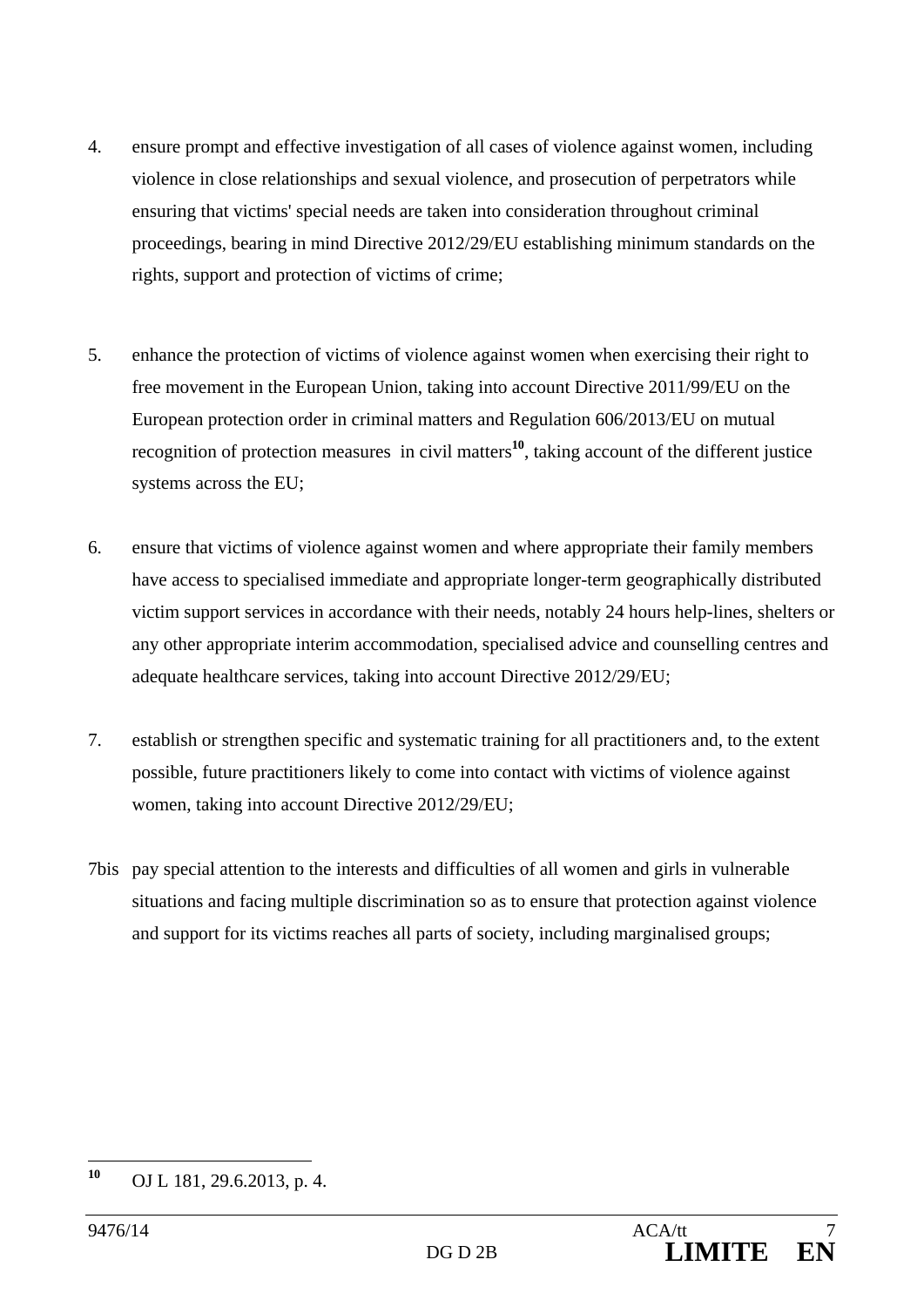4. ensure prompt and effective investigation of all cases of violence against women, including violence in close relationships and sexual violence, and prosecution of perpetrators while ensuring that victims' special needs are taken into consideration throughout criminal proceedings, bearing in mind Directive 2012/29/EU establishing minimum standards on the rights, support and protection of victims of crime;

5. enhance the protection of victims of violence against women when exercising their right to free movement in the European Union, taking into account Directive 2011/99/EU on the European protection order in criminal matters and Regulation 606/2013/EU on mutual recognition of protection measures in civil matters[10], taking account of the different justice systems across the EU;

6. ensure that victims of violence against women and where appropriate their family members have access to specialised immediate and appropriate longer-term geographically distributed victim support services in accordance with their needs, notably 24 hours help-lines, shelters or any other appropriate interim accommodation, specialised advice and counselling centres and adequate healthcare services, taking into account Directive 2012/29/EU;

7. establish or strengthen specific and systematic training for all practitioners and, to the extent possible, future practitioners likely to come into contact with victims of violence against women, taking into account Directive 2012/29/EU;

7bis pay special attention to the interests and difficulties of all women and girls in vulnerable situations and facing multiple discrimination so as to ensure that protection against violence and support for its victims reaches all parts of society, including marginalised groups;

---

[10] OJ L 181, 29.6.2013, p. 4.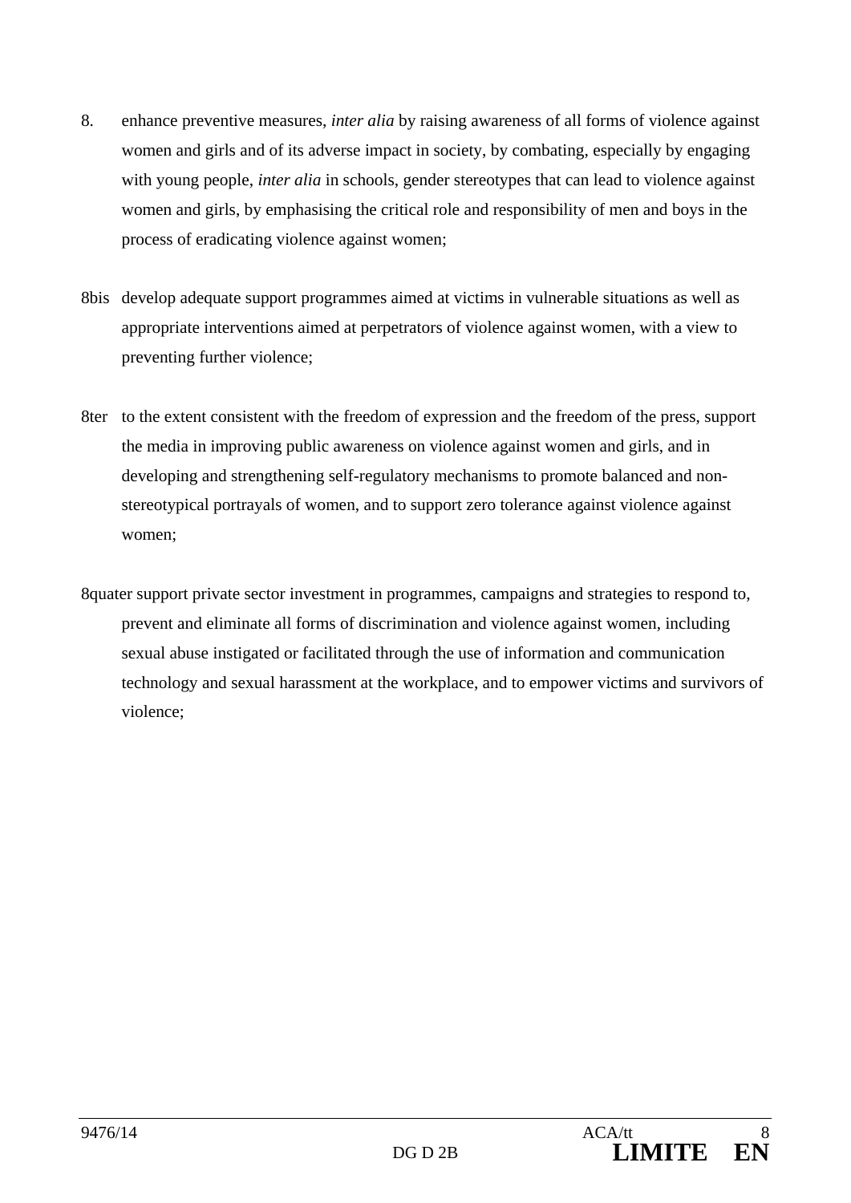8. enhance preventive measures, *inter alia* by raising awareness of all forms of violence against women and girls and of its adverse impact in society, by combating, especially by engaging with young people, *inter alia* in schools, gender stereotypes that can lead to violence against women and girls, by emphasising the critical role and responsibility of men and boys in the process of eradicating violence against women;

8bis develop adequate support programmes aimed at victims in vulnerable situations as well as appropriate interventions aimed at perpetrators of violence against women, with a view to preventing further violence;

8ter to the extent consistent with the freedom of expression and the freedom of the press, support the media in improving public awareness on violence against women and girls, and in developing and strengthening self-regulatory mechanisms to promote balanced and non-stereotypical portrayals of women, and to support zero tolerance against violence against women;

8quater support private sector investment in programmes, campaigns and strategies to respond to, prevent and eliminate all forms of discrimination and violence against women, including sexual abuse instigated or facilitated through the use of information and communication technology and sexual harassment at the workplace, and to empower victims and survivors of violence;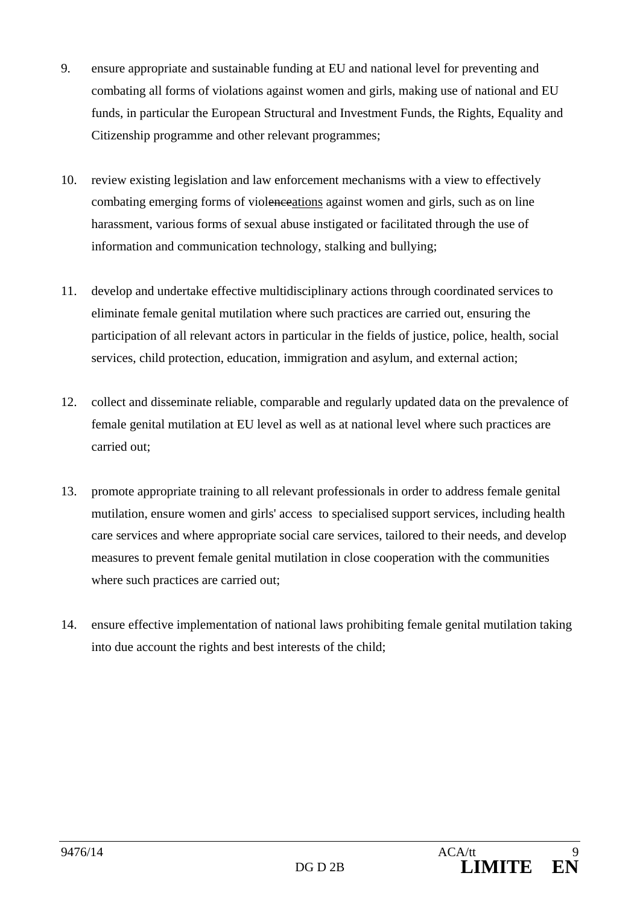9. ensure appropriate and sustainable funding at EU and national level for preventing and combating all forms of violations against women and girls, making use of national and EU funds, in particular the European Structural and Investment Funds, the Rights, Equality and Citizenship programme and other relevant programmes;

10. review existing legislation and law enforcement mechanisms with a view to effectively combating emerging forms of viol~~ence~~ations against women and girls, such as on line harassment, various forms of sexual abuse instigated or facilitated through the use of information and communication technology, stalking and bullying;

11. develop and undertake effective multidisciplinary actions through coordinated services to eliminate female genital mutilation where such practices are carried out, ensuring the participation of all relevant actors in particular in the fields of justice, police, health, social services, child protection, education, immigration and asylum, and external action;

12. collect and disseminate reliable, comparable and regularly updated data on the prevalence of female genital mutilation at EU level as well as at national level where such practices are carried out;

13. promote appropriate training to all relevant professionals in order to address female genital mutilation, ensure women and girls' access to specialised support services, including health care services and where appropriate social care services, tailored to their needs, and develop measures to prevent female genital mutilation in close cooperation with the communities where such practices are carried out;

14. ensure effective implementation of national laws prohibiting female genital mutilation taking into due account the rights and best interests of the child;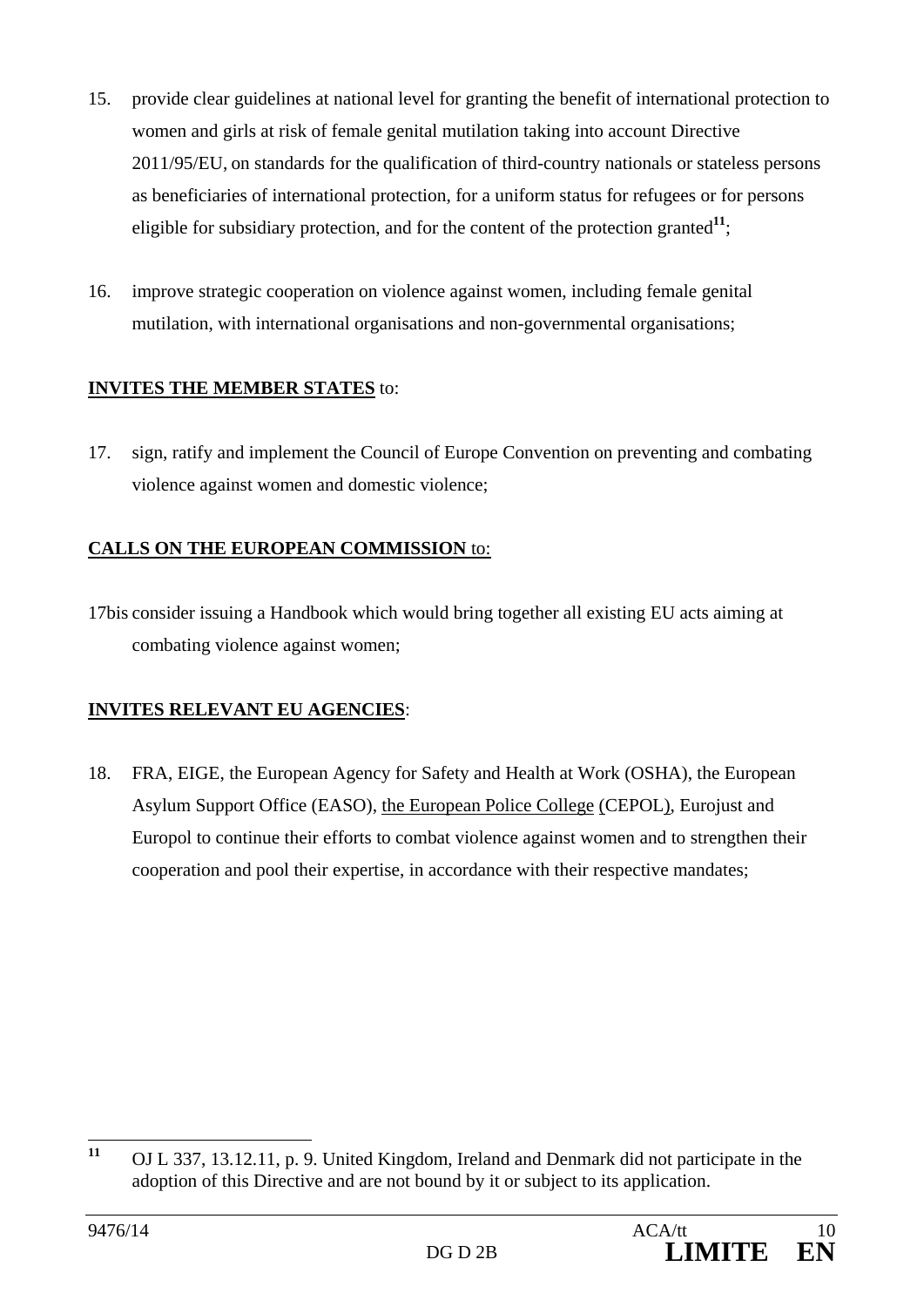15. provide clear guidelines at national level for granting the benefit of international protection to women and girls at risk of female genital mutilation taking into account Directive 2011/95/EU, on standards for the qualification of third-country nationals or stateless persons as beneficiaries of international protection, for a uniform status for refugees or for persons eligible for subsidiary protection, and for the content of the protection granted[11];

16. improve strategic cooperation on violence against women, including female genital mutilation, with international organisations and non-governmental organisations;

**INVITES THE MEMBER STATES** to:

17. sign, ratify and implement the Council of Europe Convention on preventing and combating violence against women and domestic violence;

**CALLS ON THE EUROPEAN COMMISSION** to:

17bis consider issuing a Handbook which would bring together all existing EU acts aiming at combating violence against women;

**INVITES RELEVANT EU AGENCIES**:

18. FRA, EIGE, the European Agency for Safety and Health at Work (OSHA), the European Asylum Support Office (EASO), the European Police College (CEPOL), Eurojust and Europol to continue their efforts to combat violence against women and to strengthen their cooperation and pool their expertise, in accordance with their respective mandates;

---

[11] OJ L 337, 13.12.11, p. 9. United Kingdom, Ireland and Denmark did not participate in the adoption of this Directive and are not bound by it or subject to its application.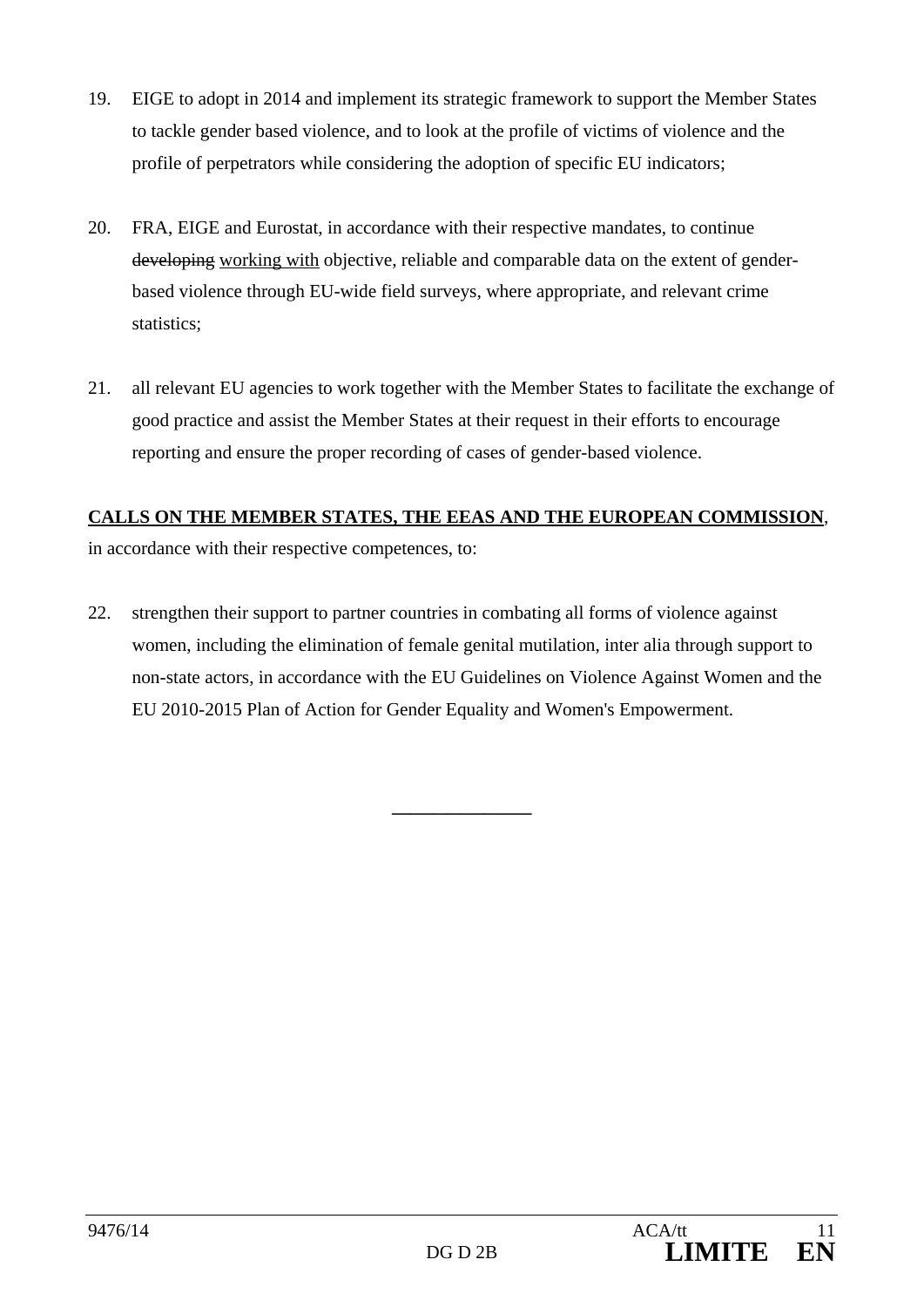19. EIGE to adopt in 2014 and implement its strategic framework to support the Member States to tackle gender based violence, and to look at the profile of victims of violence and the profile of perpetrators while considering the adoption of specific EU indicators;

20. FRA, EIGE and Eurostat, in accordance with their respective mandates, to continue ~~developing~~ <u>working with</u> objective, reliable and comparable data on the extent of gender-based violence through EU-wide field surveys, where appropriate, and relevant crime statistics;

21. all relevant EU agencies to work together with the Member States to facilitate the exchange of good practice and assist the Member States at their request in their efforts to encourage reporting and ensure the proper recording of cases of gender-based violence.

**<u>CALLS ON THE MEMBER STATES, THE EEAS AND THE EUROPEAN COMMISSION</u>**, in accordance with their respective competences, to:

22. strengthen their support to partner countries in combating all forms of violence against women, including the elimination of female genital mutilation, inter alia through support to non-state actors, in accordance with the EU Guidelines on Violence Against Women and the EU 2010-2015 Plan of Action for Gender Equality and Women's Empowerment.

---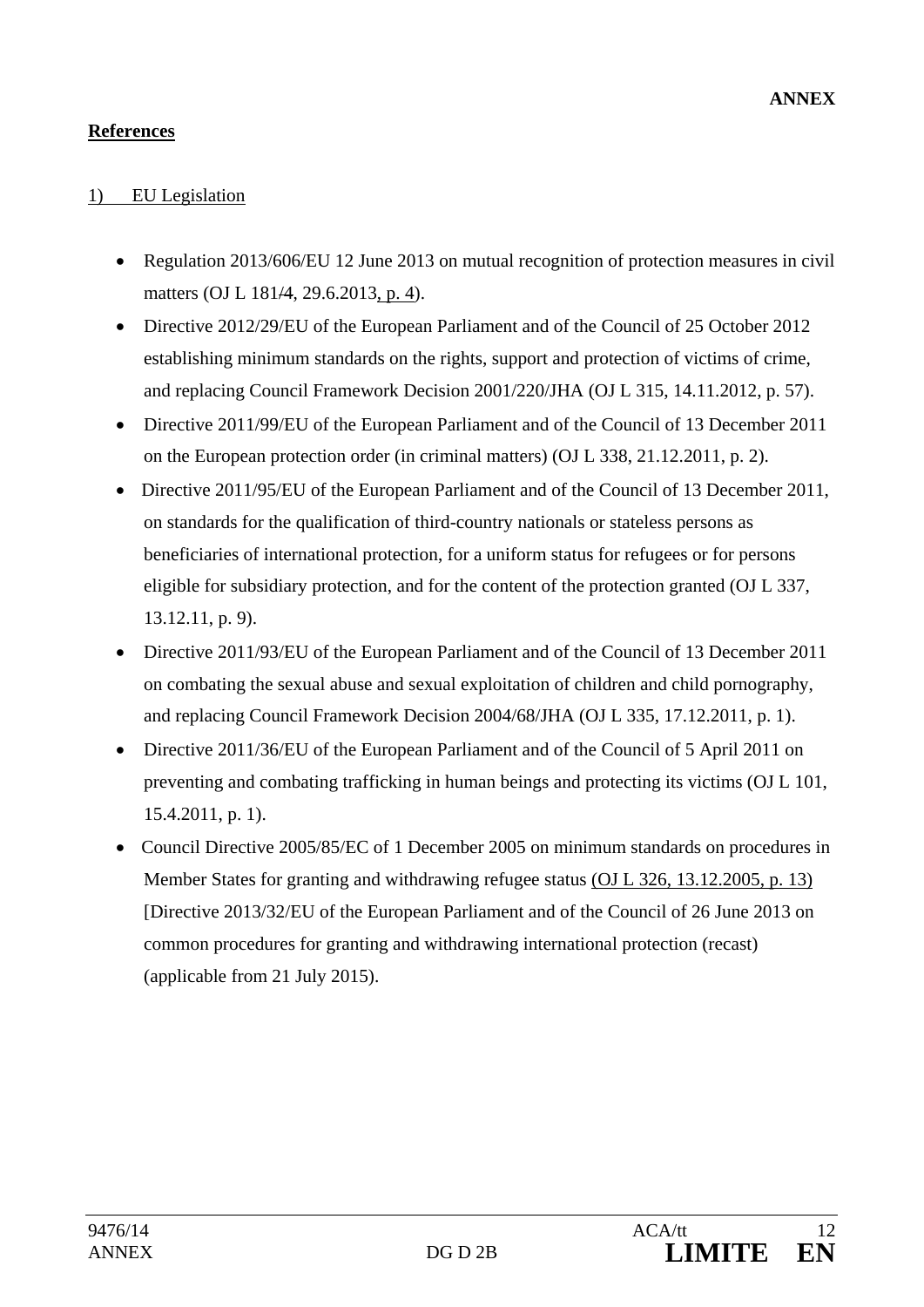**ANNEX**

**References**

1) EU Legislation

- Regulation 2013/606/EU 12 June 2013 on mutual recognition of protection measures in civil matters (OJ L 181/4, 29.6.2013, p. 4).
- Directive 2012/29/EU of the European Parliament and of the Council of 25 October 2012 establishing minimum standards on the rights, support and protection of victims of crime, and replacing Council Framework Decision 2001/220/JHA (OJ L 315, 14.11.2012, p. 57).
- Directive 2011/99/EU of the European Parliament and of the Council of 13 December 2011 on the European protection order (in criminal matters) (OJ L 338, 21.12.2011, p. 2).
- Directive 2011/95/EU of the European Parliament and of the Council of 13 December 2011, on standards for the qualification of third-country nationals or stateless persons as beneficiaries of international protection, for a uniform status for refugees or for persons eligible for subsidiary protection, and for the content of the protection granted (OJ L 337, 13.12.11, p. 9).
- Directive 2011/93/EU of the European Parliament and of the Council of 13 December 2011 on combating the sexual abuse and sexual exploitation of children and child pornography, and replacing Council Framework Decision 2004/68/JHA (OJ L 335, 17.12.2011, p. 1).
- Directive 2011/36/EU of the European Parliament and of the Council of 5 April 2011 on preventing and combating trafficking in human beings and protecting its victims (OJ L 101, 15.4.2011, p. 1).
- Council Directive 2005/85/EC of 1 December 2005 on minimum standards on procedures in Member States for granting and withdrawing refugee status (OJ L 326, 13.12.2005, p. 13) [Directive 2013/32/EU of the European Parliament and of the Council of 26 June 2013 on common procedures for granting and withdrawing international protection (recast) (applicable from 21 July 2015).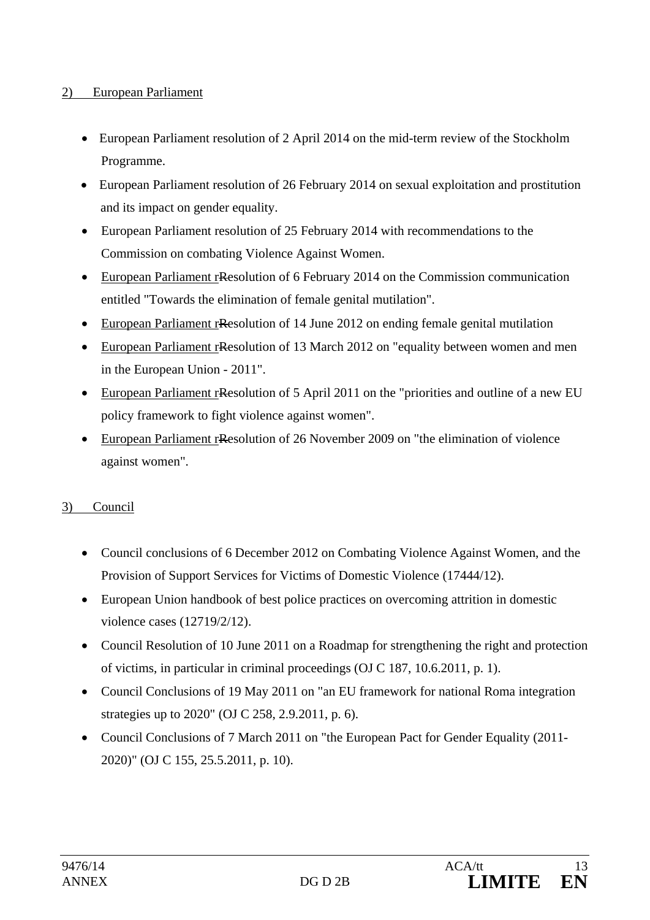2) European Parliament

- European Parliament resolution of 2 April 2014 on the mid-term review of the Stockholm Programme.
- European Parliament resolution of 26 February 2014 on sexual exploitation and prostitution and its impact on gender equality.
- European Parliament resolution of 25 February 2014 with recommendations to the Commission on combating Violence Against Women.
- European Parliament rResolution of 6 February 2014 on the Commission communication entitled "Towards the elimination of female genital mutilation".
- European Parliament rResolution of 14 June 2012 on ending female genital mutilation
- European Parliament rResolution of 13 March 2012 on "equality between women and men in the European Union - 2011".
- European Parliament rResolution of 5 April 2011 on the "priorities and outline of a new EU policy framework to fight violence against women".
- European Parliament rResolution of 26 November 2009 on "the elimination of violence against women".

3) Council

- Council conclusions of 6 December 2012 on Combating Violence Against Women, and the Provision of Support Services for Victims of Domestic Violence (17444/12).
- European Union handbook of best police practices on overcoming attrition in domestic violence cases (12719/2/12).
- Council Resolution of 10 June 2011 on a Roadmap for strengthening the right and protection of victims, in particular in criminal proceedings (OJ C 187, 10.6.2011, p. 1).
- Council Conclusions of 19 May 2011 on "an EU framework for national Roma integration strategies up to 2020" (OJ C 258, 2.9.2011, p. 6).
- Council Conclusions of 7 March 2011 on "the European Pact for Gender Equality (2011-2020)" (OJ C 155, 25.5.2011, p. 10).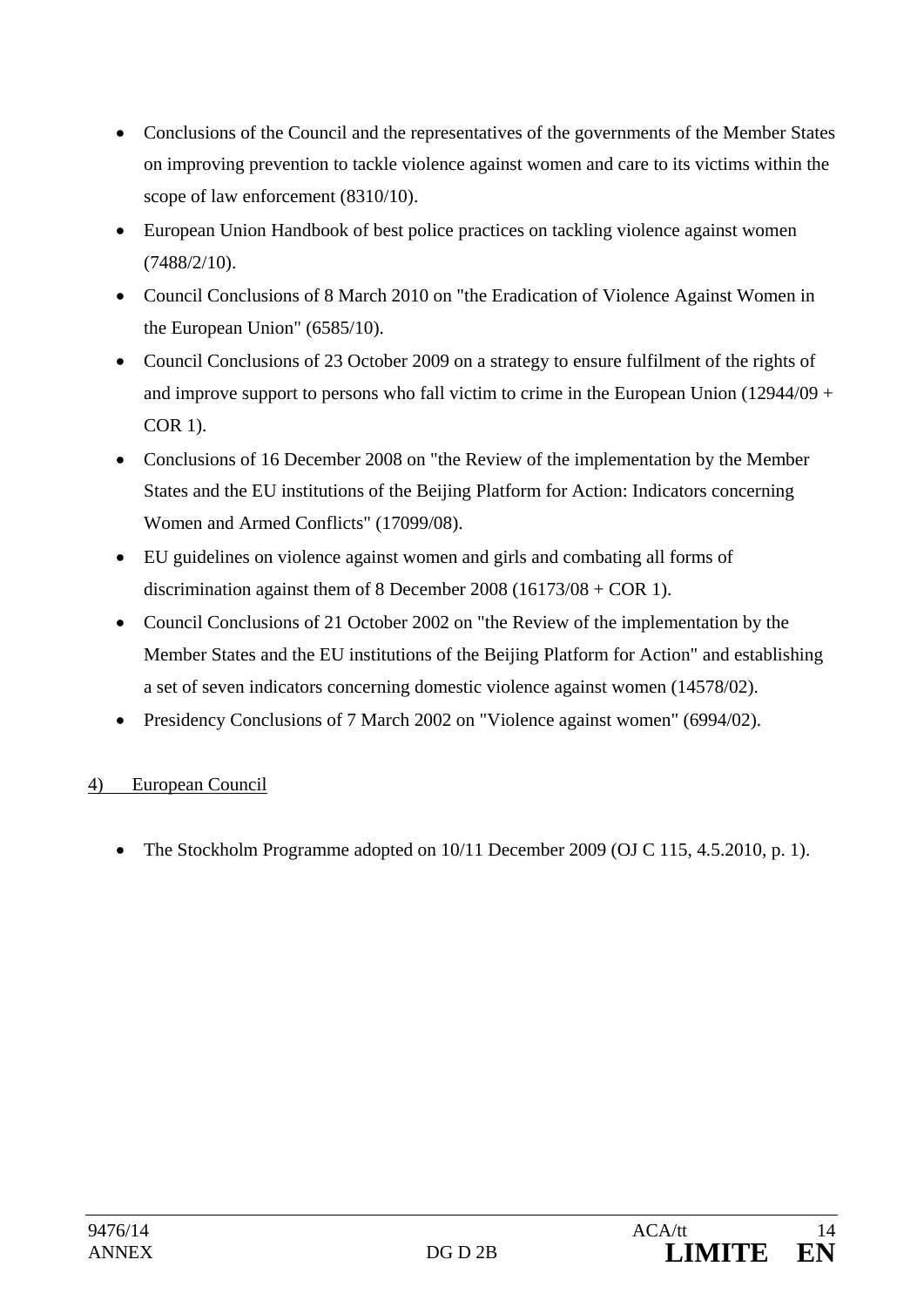- Conclusions of the Council and the representatives of the governments of the Member States on improving prevention to tackle violence against women and care to its victims within the scope of law enforcement (8310/10).
- European Union Handbook of best police practices on tackling violence against women (7488/2/10).
- Council Conclusions of 8 March 2010 on "the Eradication of Violence Against Women in the European Union" (6585/10).
- Council Conclusions of 23 October 2009 on a strategy to ensure fulfilment of the rights of and improve support to persons who fall victim to crime in the European Union (12944/09 + COR 1).
- Conclusions of 16 December 2008 on "the Review of the implementation by the Member States and the EU institutions of the Beijing Platform for Action: Indicators concerning Women and Armed Conflicts" (17099/08).
- EU guidelines on violence against women and girls and combating all forms of discrimination against them of 8 December 2008 (16173/08 + COR 1).
- Council Conclusions of 21 October 2002 on "the Review of the implementation by the Member States and the EU institutions of the Beijing Platform for Action" and establishing a set of seven indicators concerning domestic violence against women (14578/02).
- Presidency Conclusions of 7 March 2002 on "Violence against women" (6994/02).

4) European Council

- The Stockholm Programme adopted on 10/11 December 2009 (OJ C 115, 4.5.2010, p. 1).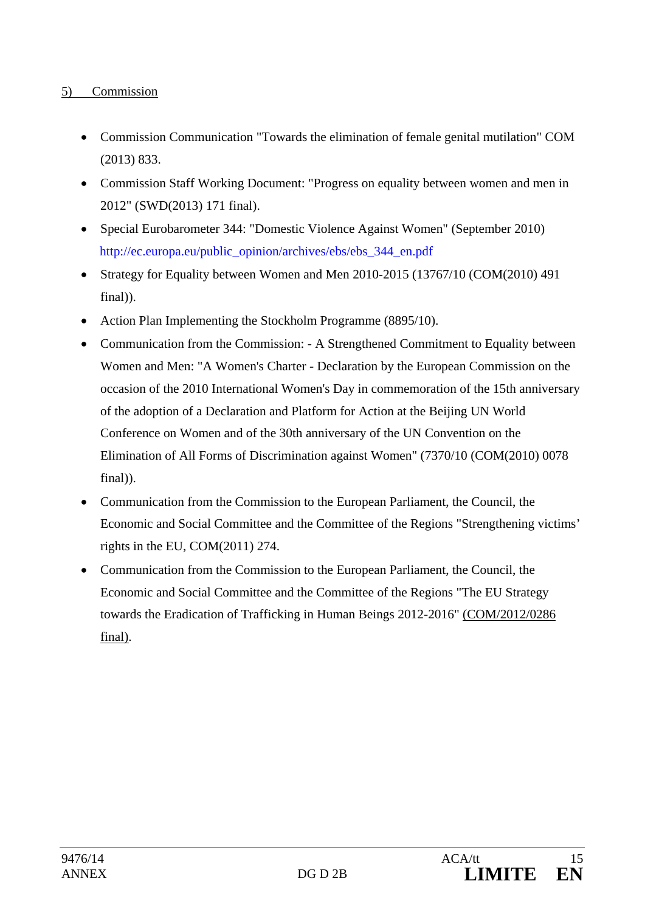5) Commission

- Commission Communication "Towards the elimination of female genital mutilation" COM (2013) 833.
- Commission Staff Working Document: "Progress on equality between women and men in 2012" (SWD(2013) 171 final).
- Special Eurobarometer 344: "Domestic Violence Against Women" (September 2010) http://ec.europa.eu/public_opinion/archives/ebs/ebs_344_en.pdf
- Strategy for Equality between Women and Men 2010-2015 (13767/10 (COM(2010) 491 final)).
- Action Plan Implementing the Stockholm Programme (8895/10).
- Communication from the Commission: - A Strengthened Commitment to Equality between Women and Men: "A Women's Charter - Declaration by the European Commission on the occasion of the 2010 International Women's Day in commemoration of the 15th anniversary of the adoption of a Declaration and Platform for Action at the Beijing UN World Conference on Women and of the 30th anniversary of the UN Convention on the Elimination of All Forms of Discrimination against Women" (7370/10 (COM(2010) 0078 final)).
- Communication from the Commission to the European Parliament, the Council, the Economic and Social Committee and the Committee of the Regions "Strengthening victims' rights in the EU, COM(2011) 274.
- Communication from the Commission to the European Parliament, the Council, the Economic and Social Committee and the Committee of the Regions "The EU Strategy towards the Eradication of Trafficking in Human Beings 2012-2016" (COM/2012/0286 final).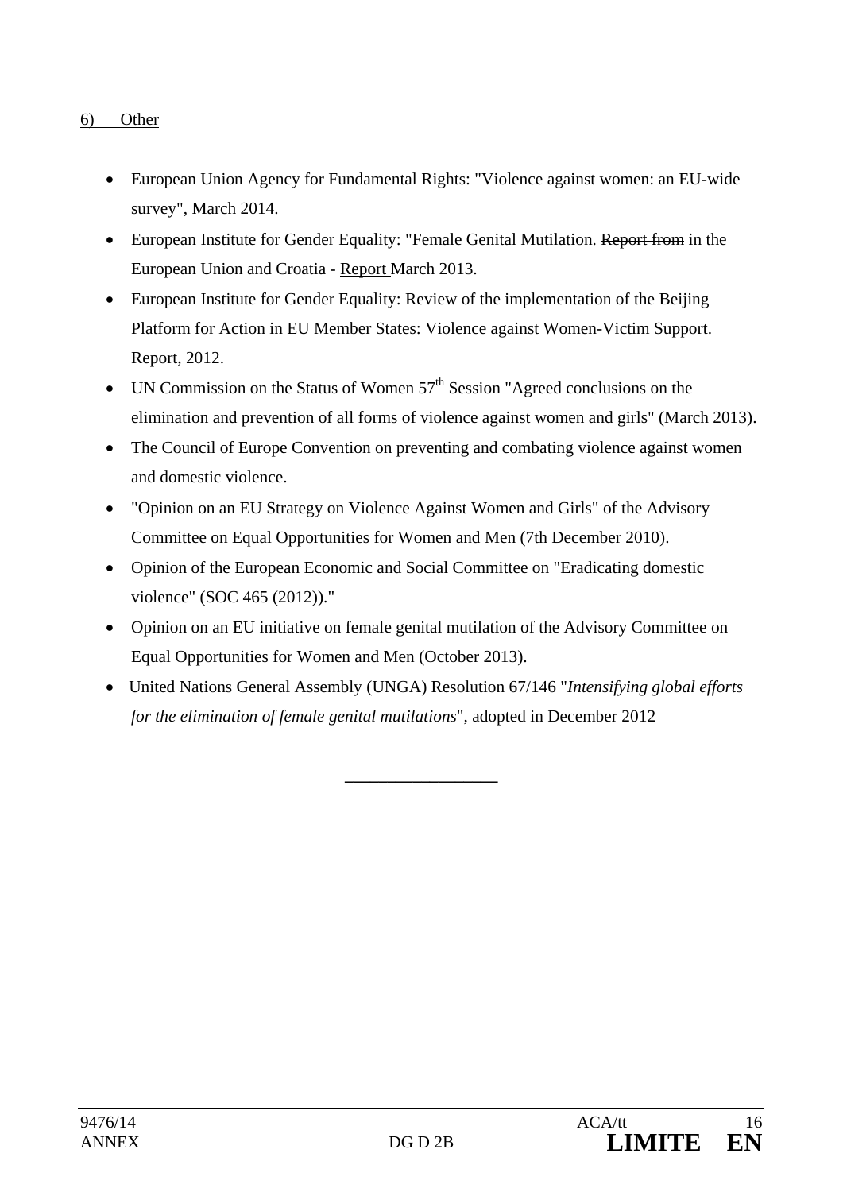6) Other

- European Union Agency for Fundamental Rights: "Violence against women: an EU-wide survey", March 2014.
- European Institute for Gender Equality: "Female Genital Mutilation. ~~Report from~~ in the European Union and Croatia - Report March 2013.
- European Institute for Gender Equality: Review of the implementation of the Beijing Platform for Action in EU Member States: Violence against Women-Victim Support. Report, 2012.
- UN Commission on the Status of Women 57th Session "Agreed conclusions on the elimination and prevention of all forms of violence against women and girls" (March 2013).
- The Council of Europe Convention on preventing and combating violence against women and domestic violence.
- "Opinion on an EU Strategy on Violence Against Women and Girls" of the Advisory Committee on Equal Opportunities for Women and Men (7th December 2010).
- Opinion of the European Economic and Social Committee on "Eradicating domestic violence" (SOC 465 (2012))."
- Opinion on an EU initiative on female genital mutilation of the Advisory Committee on Equal Opportunities for Women and Men (October 2013).
- United Nations General Assembly (UNGA) Resolution 67/146 "*Intensifying global efforts for the elimination of female genital mutilations*", adopted in December 2012

---